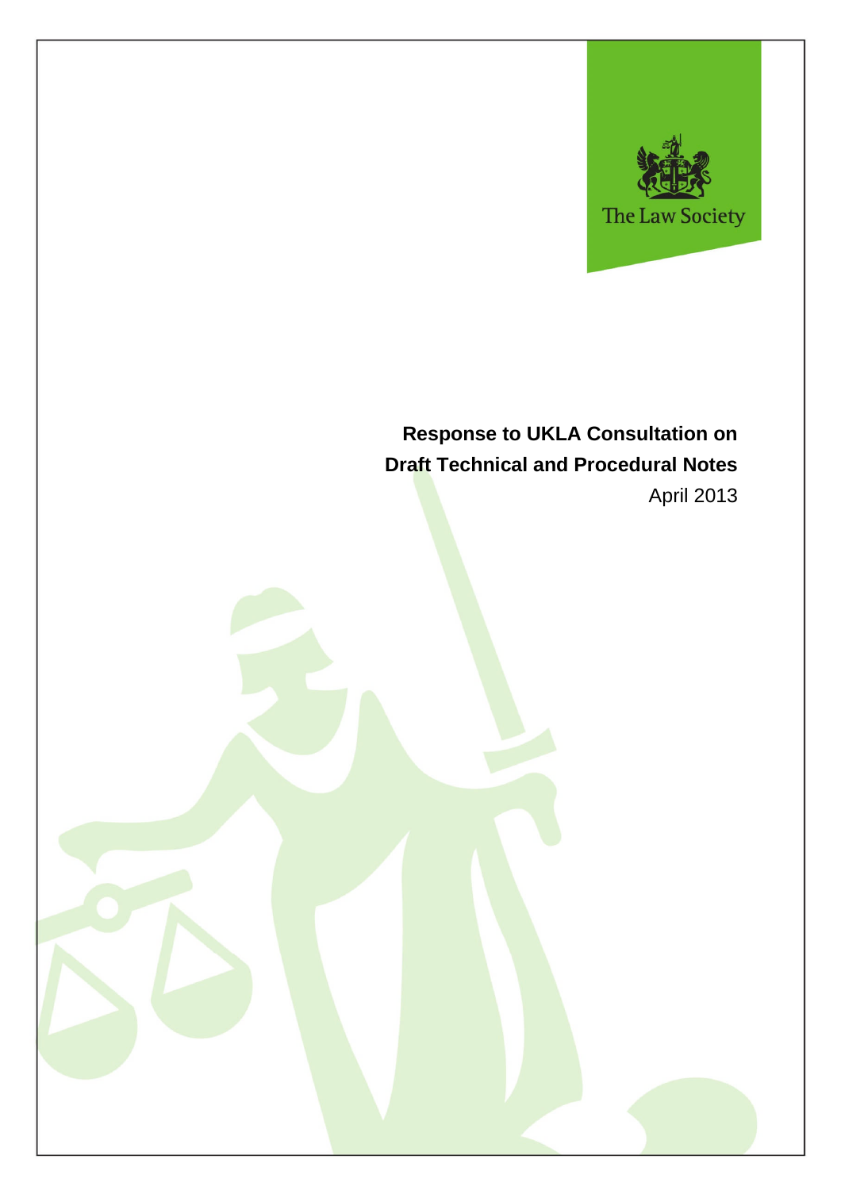The Law Society

# Response to UKLA Consultation on Draft Technical and Procedural Notes

April 2013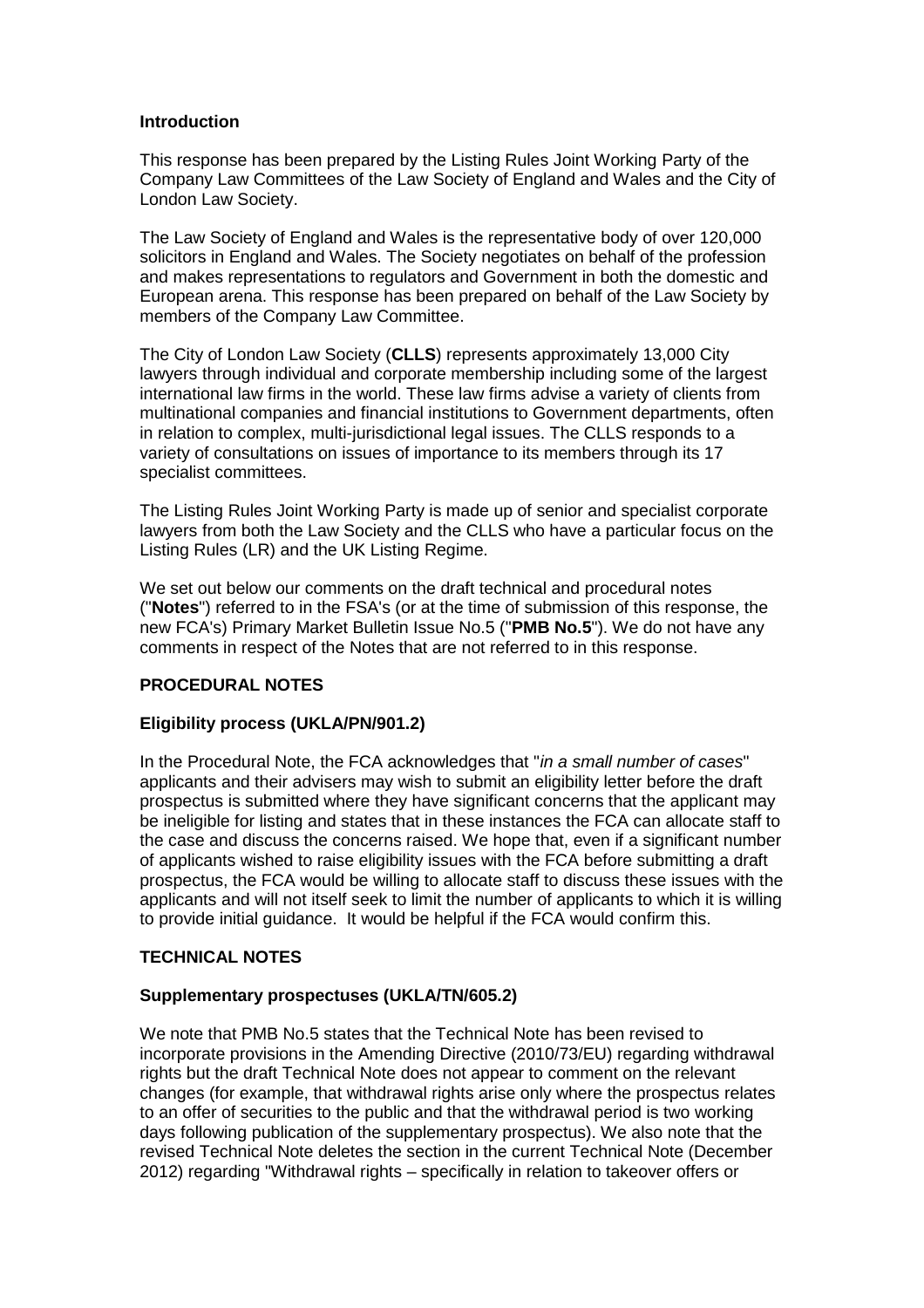## Introduction

This response has been prepared by the Listing Rules Joint Working Party of the Company Law Committees of the Law Society of England and Wales and the City of London Law Society.

The Law Society of England and Wales is the representative body of over 120,000 solicitors in England and Wales. The Society negotiates on behalf of the profession and makes representations to regulators and Government in both the domestic and European arena. This response has been prepared on behalf of the Law Society by members of the Company Law Committee.

The City of London Law Society (**CLLS**) represents approximately 13,000 City lawyers through individual and corporate membership including some of the largest international law firms in the world. These law firms advise a variety of clients from multinational companies and financial institutions to Government departments, often in relation to complex, multi-jurisdictional legal issues. The CLLS responds to a variety of consultations on issues of importance to its members through its 17 specialist committees.

The Listing Rules Joint Working Party is made up of senior and specialist corporate lawyers from both the Law Society and the CLLS who have a particular focus on the Listing Rules (LR) and the UK Listing Regime.

We set out below our comments on the draft technical and procedural notes ("**Notes**") referred to in the FSA's (or at the time of submission of this response, the new FCA's) Primary Market Bulletin Issue No.5 ("**PMB No.5**"). We do not have any comments in respect of the Notes that are not referred to in this response.

## PROCEDURAL NOTES

### Eligibility process (UKLA/PN/901.2)

In the Procedural Note, the FCA acknowledges that "*in a small number of cases*" applicants and their advisers may wish to submit an eligibility letter before the draft prospectus is submitted where they have significant concerns that the applicant may be ineligible for listing and states that in these instances the FCA can allocate staff to the case and discuss the concerns raised. We hope that, even if a significant number of applicants wished to raise eligibility issues with the FCA before submitting a draft prospectus, the FCA would be willing to allocate staff to discuss these issues with the applicants and will not itself seek to limit the number of applicants to which it is willing to provide initial guidance. It would be helpful if the FCA would confirm this.

## TECHNICAL NOTES

### Supplementary prospectuses (UKLA/TN/605.2)

We note that PMB No.5 states that the Technical Note has been revised to incorporate provisions in the Amending Directive (2010/73/EU) regarding withdrawal rights but the draft Technical Note does not appear to comment on the relevant changes (for example, that withdrawal rights arise only where the prospectus relates to an offer of securities to the public and that the withdrawal period is two working days following publication of the supplementary prospectus). We also note that the revised Technical Note deletes the section in the current Technical Note (December 2012) regarding "Withdrawal rights – specifically in relation to takeover offers or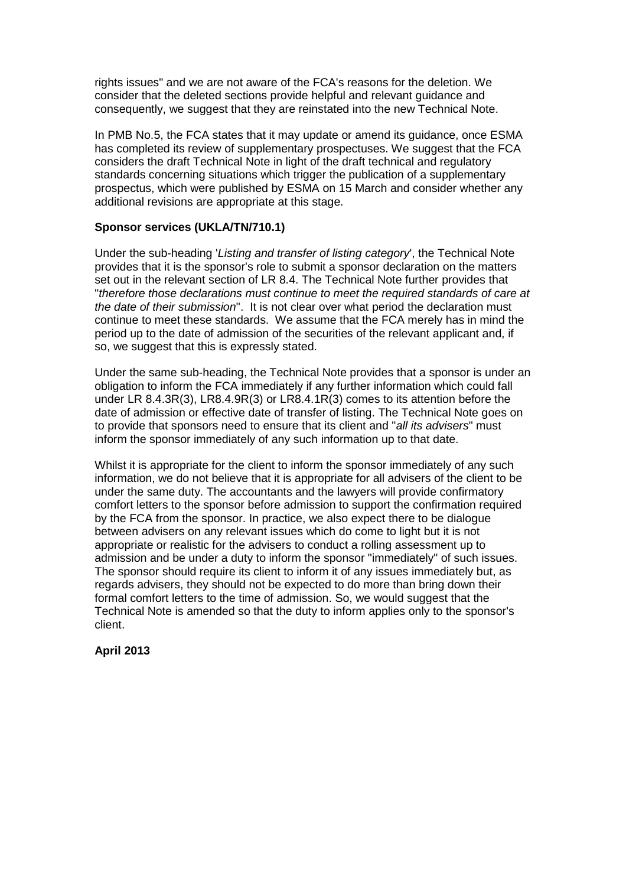rights issues" and we are not aware of the FCA's reasons for the deletion. We consider that the deleted sections provide helpful and relevant guidance and consequently, we suggest that they are reinstated into the new Technical Note.

In PMB No.5, the FCA states that it may update or amend its guidance, once ESMA has completed its review of supplementary prospectuses. We suggest that the FCA considers the draft Technical Note in light of the draft technical and regulatory standards concerning situations which trigger the publication of a supplementary prospectus, which were published by ESMA on 15 March and consider whether any additional revisions are appropriate at this stage.

**Sponsor services (UKLA/TN/710.1)**

Under the sub-heading '*Listing and transfer of listing category*', the Technical Note provides that it is the sponsor's role to submit a sponsor declaration on the matters set out in the relevant section of LR 8.4. The Technical Note further provides that "*therefore those declarations must continue to meet the required standards of care at the date of their submission*". It is not clear over what period the declaration must continue to meet these standards. We assume that the FCA merely has in mind the period up to the date of admission of the securities of the relevant applicant and, if so, we suggest that this is expressly stated.

Under the same sub-heading, the Technical Note provides that a sponsor is under an obligation to inform the FCA immediately if any further information which could fall under LR 8.4.3R(3), LR8.4.9R(3) or LR8.4.1R(3) comes to its attention before the date of admission or effective date of transfer of listing. The Technical Note goes on to provide that sponsors need to ensure that its client and "*all its advisers*" must inform the sponsor immediately of any such information up to that date.

Whilst it is appropriate for the client to inform the sponsor immediately of any such information, we do not believe that it is appropriate for all advisers of the client to be under the same duty. The accountants and the lawyers will provide confirmatory comfort letters to the sponsor before admission to support the confirmation required by the FCA from the sponsor. In practice, we also expect there to be dialogue between advisers on any relevant issues which do come to light but it is not appropriate or realistic for the advisers to conduct a rolling assessment up to admission and be under a duty to inform the sponsor "immediately" of such issues. The sponsor should require its client to inform it of any issues immediately but, as regards advisers, they should not be expected to do more than bring down their formal comfort letters to the time of admission. So, we would suggest that the Technical Note is amended so that the duty to inform applies only to the sponsor's client.

**April 2013**